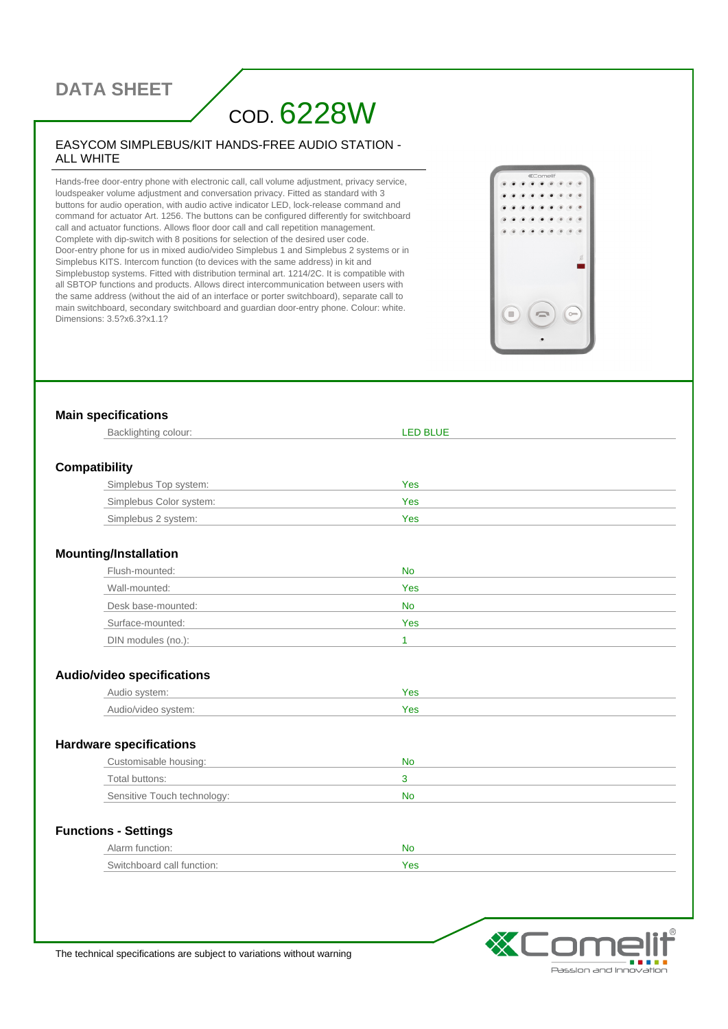# DATA SHEET

## COD. 6228W

### EASYCOM SIMPLEBUS/KIT HANDS-FREE AUDIO STATION - ALL WHITE

Hands-free door-entry phone with electronic call, call volume adjustment, privacy service, loudspeaker volume adjustment and conversation privacy. Fitted as standard with 3 buttons for audio operation, with audio active indicator LED, lock-release command and command for actuator Art. 1256. The buttons can be configured differently for switchboard call and actuator functions. Allows floor door call and call repetition management. Complete with dip-switch with 8 positions for selection of the desired user code. Door-entry phone for us in mixed audio/video Simplebus 1 and Simplebus 2 systems or in Simplebus KITS. Intercom function (to devices with the same address) in kit and Simplebustop systems. Fitted with distribution terminal art. 1214/2C. It is compatible with all SBTOP functions and products. Allows direct intercommunication between users with the same address (without the aid of an interface or porter switchboard), separate call to main switchboard, secondary switchboard and guardian door-entry phone. Colour: white. Dimensions: 3.5?x6.3?x1.1?

### Main specifications

| | |
|---|---|
| Backlighting colour: | LED BLUE |

### Compatibility

| | |
|---|---|
| Simplebus Top system: | Yes |
| Simplebus Color system: | Yes |
| Simplebus 2 system: | Yes |

### Mounting/Installation

| | |
|---|---|
| Flush-mounted: | No |
| Wall-mounted: | Yes |
| Desk base-mounted: | No |
| Surface-mounted: | Yes |
| DIN modules (no.): | 1 |

### Audio/video specifications

| | |
|---|---|
| Audio system: | Yes |
| Audio/video system: | Yes |

### Hardware specifications

| | |
|---|---|
| Customisable housing: | No |
| Total buttons: | 3 |
| Sensitive Touch technology: | No |

### Functions - Settings

| | |
|---|---|
| Alarm function: | No |
| Switchboard call function: | Yes |

The technical specifications are subject to variations without warning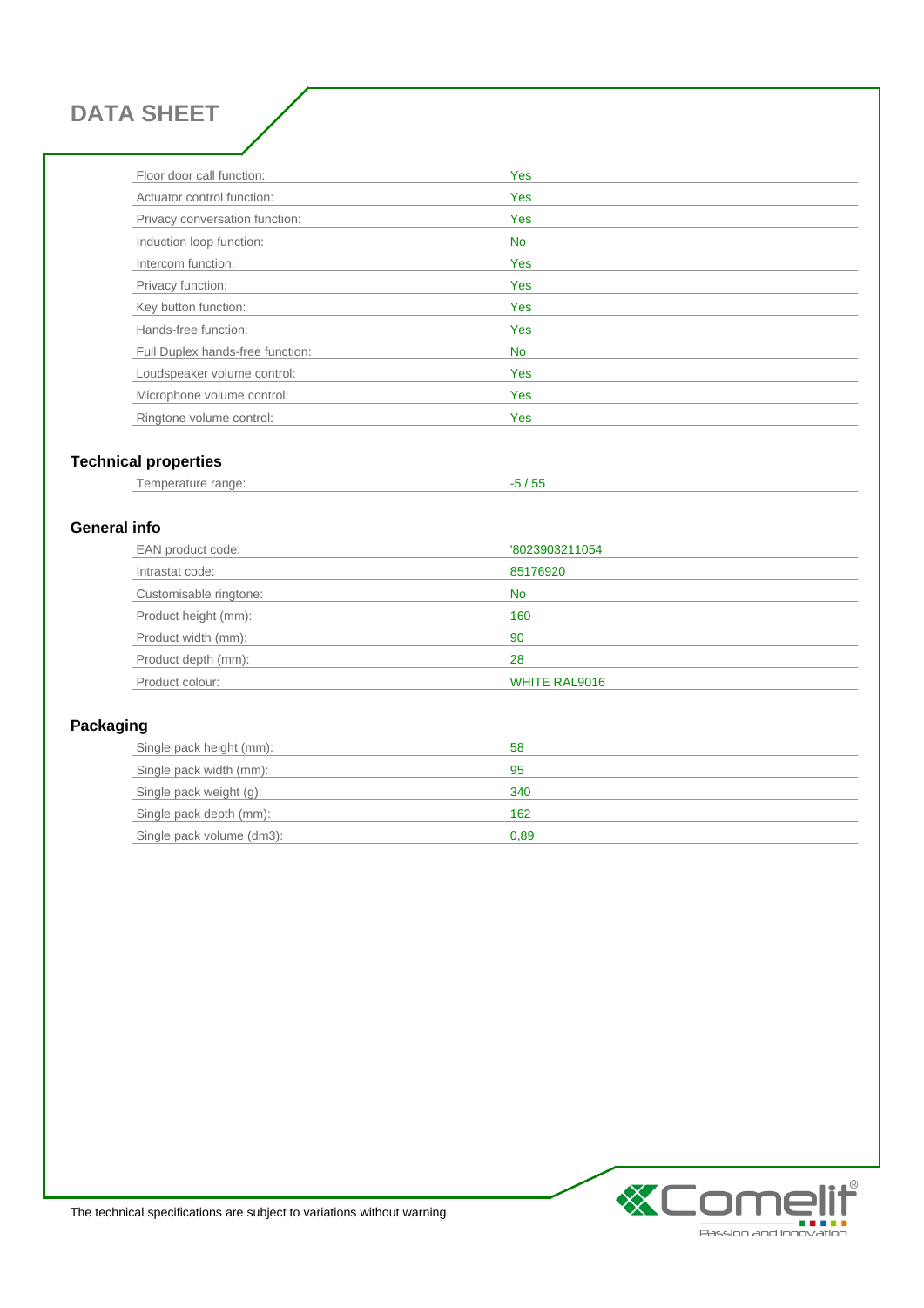# DATA SHEET

| | |
|---|---|
| Floor door call function: | Yes |
| Actuator control function: | Yes |
| Privacy conversation function: | Yes |
| Induction loop function: | No |
| Intercom function: | Yes |
| Privacy function: | Yes |
| Key button function: | Yes |
| Hands-free function: | Yes |
| Full Duplex hands-free function: | No |
| Loudspeaker volume control: | Yes |
| Microphone volume control: | Yes |
| Ringtone volume control: | Yes |

## Technical properties

| | |
|---|---|
| Temperature range: | -5 / 55 |

## General info

| | |
|---|---|
| EAN product code: | '8023903211054 |
| Intrastat code: | 85176920 |
| Customisable ringtone: | No |
| Product height (mm): | 160 |
| Product width (mm): | 90 |
| Product depth (mm): | 28 |
| Product colour: | WHITE RAL9016 |

## Packaging

| | |
|---|---|
| Single pack height (mm): | 58 |
| Single pack width (mm): | 95 |
| Single pack weight (g): | 340 |
| Single pack depth (mm): | 162 |
| Single pack volume (dm3): | 0,89 |

The technical specifications are subject to variations without warning

Comelit® Passion and Innovation